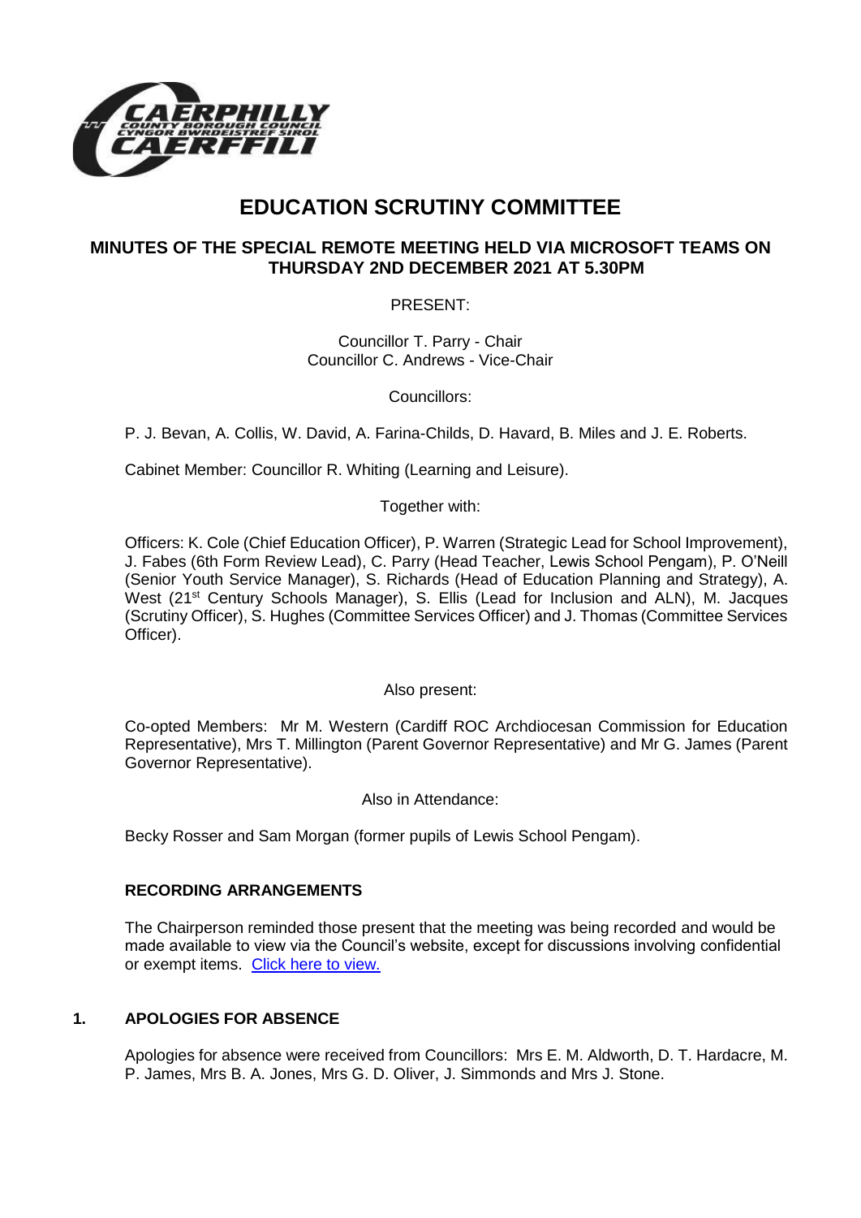# EDUCATION SCRUTINY COMMITTEE

## MINUTES OF THE SPECIAL REMOTE MEETING HELD VIA MICROSOFT TEAMS ON THURSDAY 2ND DECEMBER 2021 AT 5.30PM

PRESENT:

Councillor T. Parry - Chair
Councillor C. Andrews - Vice-Chair

Councillors:

P. J. Bevan, A. Collis, W. David, A. Farina-Childs, D. Havard, B. Miles and J. E. Roberts.

Cabinet Member: Councillor R. Whiting (Learning and Leisure).

Together with:

Officers: K. Cole (Chief Education Officer), P. Warren (Strategic Lead for School Improvement), J. Fabes (6th Form Review Lead), C. Parry (Head Teacher, Lewis School Pengam), P. O'Neill (Senior Youth Service Manager), S. Richards (Head of Education Planning and Strategy), A. West (21st Century Schools Manager), S. Ellis (Lead for Inclusion and ALN), M. Jacques (Scrutiny Officer), S. Hughes (Committee Services Officer) and J. Thomas (Committee Services Officer).

Also present:

Co-opted Members: Mr M. Western (Cardiff ROC Archdiocesan Commission for Education Representative), Mrs T. Millington (Parent Governor Representative) and Mr G. James (Parent Governor Representative).

Also in Attendance:

Becky Rosser and Sam Morgan (former pupils of Lewis School Pengam).

### RECORDING ARRANGEMENTS

The Chairperson reminded those present that the meeting was being recorded and would be made available to view via the Council's website, except for discussions involving confidential or exempt items. Click here to view.

### 1. APOLOGIES FOR ABSENCE

Apologies for absence were received from Councillors: Mrs E. M. Aldworth, D. T. Hardacre, M. P. James, Mrs B. A. Jones, Mrs G. D. Oliver, J. Simmonds and Mrs J. Stone.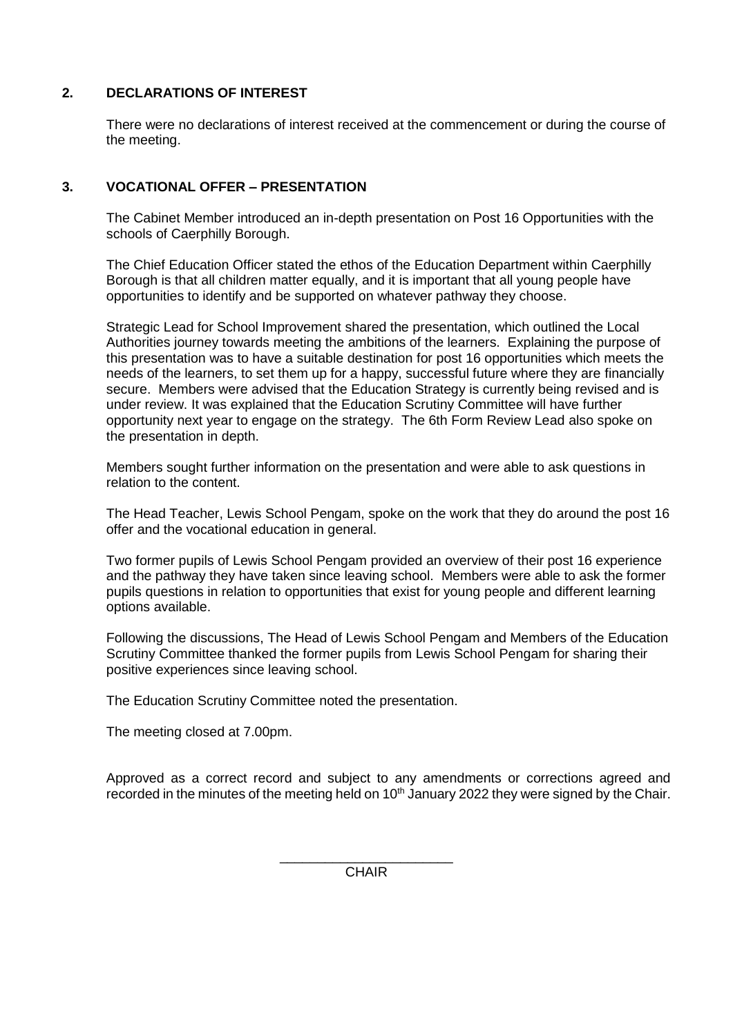## 2. DECLARATIONS OF INTEREST

There were no declarations of interest received at the commencement or during the course of the meeting.

## 3. VOCATIONAL OFFER – PRESENTATION

The Cabinet Member introduced an in-depth presentation on Post 16 Opportunities with the schools of Caerphilly Borough.

The Chief Education Officer stated the ethos of the Education Department within Caerphilly Borough is that all children matter equally, and it is important that all young people have opportunities to identify and be supported on whatever pathway they choose.

Strategic Lead for School Improvement shared the presentation, which outlined the Local Authorities journey towards meeting the ambitions of the learners. Explaining the purpose of this presentation was to have a suitable destination for post 16 opportunities which meets the needs of the learners, to set them up for a happy, successful future where they are financially secure. Members were advised that the Education Strategy is currently being revised and is under review. It was explained that the Education Scrutiny Committee will have further opportunity next year to engage on the strategy. The 6th Form Review Lead also spoke on the presentation in depth.

Members sought further information on the presentation and were able to ask questions in relation to the content.

The Head Teacher, Lewis School Pengam, spoke on the work that they do around the post 16 offer and the vocational education in general.

Two former pupils of Lewis School Pengam provided an overview of their post 16 experience and the pathway they have taken since leaving school. Members were able to ask the former pupils questions in relation to opportunities that exist for young people and different learning options available.

Following the discussions, The Head of Lewis School Pengam and Members of the Education Scrutiny Committee thanked the former pupils from Lewis School Pengam for sharing their positive experiences since leaving school.

The Education Scrutiny Committee noted the presentation.

The meeting closed at 7.00pm.

Approved as a correct record and subject to any amendments or corrections agreed and recorded in the minutes of the meeting held on 10th January 2022 they were signed by the Chair.

\_\_\_\_\_\_\_\_\_\_\_\_\_\_\_\_\_\_\_\_\_\_\_

CHAIR